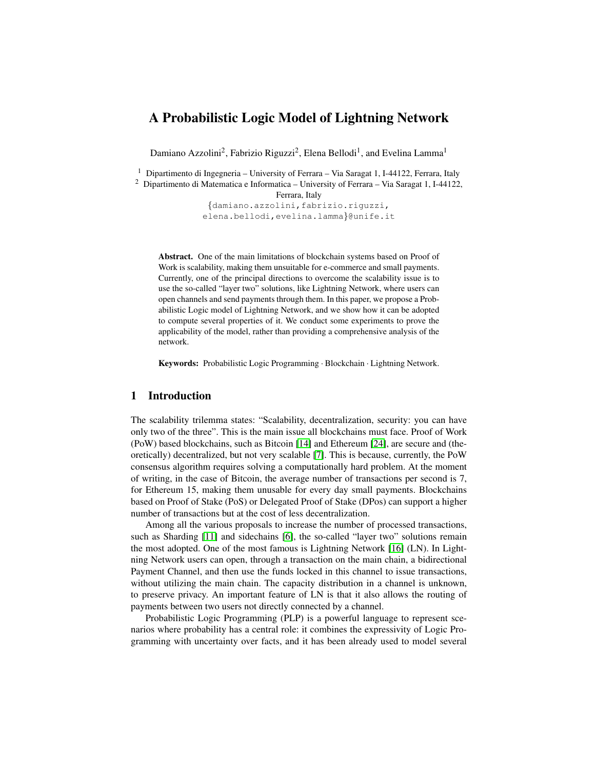# A Probabilistic Logic Model of Lightning Network

Damiano Azzolini[2], Fabrizio Riguzzi[2], Elena Bellodi[1], and Evelina Lamma[1]

[1] Dipartimento di Ingegneria – University of Ferrara – Via Saragat 1, I-44122, Ferrara, Italy
[2] Dipartimento di Matematica e Informatica – University of Ferrara – Via Saragat 1, I-44122, Ferrara, Italy
{damiano.azzolini,fabrizio.riguzzi, elena.bellodi,evelina.lamma}@unife.it

**Abstract.** One of the main limitations of blockchain systems based on Proof of Work is scalability, making them unsuitable for e-commerce and small payments. Currently, one of the principal directions to overcome the scalability issue is to use the so-called "layer two" solutions, like Lightning Network, where users can open channels and send payments through them. In this paper, we propose a Probabilistic Logic model of Lightning Network, and we show how it can be adopted to compute several properties of it. We conduct some experiments to prove the applicability of the model, rather than providing a comprehensive analysis of the network.

**Keywords:** Probabilistic Logic Programming · Blockchain · Lightning Network.

## 1 Introduction

The scalability trilemma states: "Scalability, decentralization, security: you can have only two of the three". This is the main issue all blockchains must face. Proof of Work (PoW) based blockchains, such as Bitcoin [14] and Ethereum [24], are secure and (theoretically) decentralized, but not very scalable [7]. This is because, currently, the PoW consensus algorithm requires solving a computationally hard problem. At the moment of writing, in the case of Bitcoin, the average number of transactions per second is 7, for Ethereum 15, making them unusable for every day small payments. Blockchains based on Proof of Stake (PoS) or Delegated Proof of Stake (DPos) can support a higher number of transactions but at the cost of less decentralization.

Among all the various proposals to increase the number of processed transactions, such as Sharding [11] and sidechains [6], the so-called "layer two" solutions remain the most adopted. One of the most famous is Lightning Network [16] (LN). In Lightning Network users can open, through a transaction on the main chain, a bidirectional Payment Channel, and then use the funds locked in this channel to issue transactions, without utilizing the main chain. The capacity distribution in a channel is unknown, to preserve privacy. An important feature of LN is that it also allows the routing of payments between two users not directly connected by a channel.

Probabilistic Logic Programming (PLP) is a powerful language to represent scenarios where probability has a central role: it combines the expressivity of Logic Programming with uncertainty over facts, and it has been already used to model several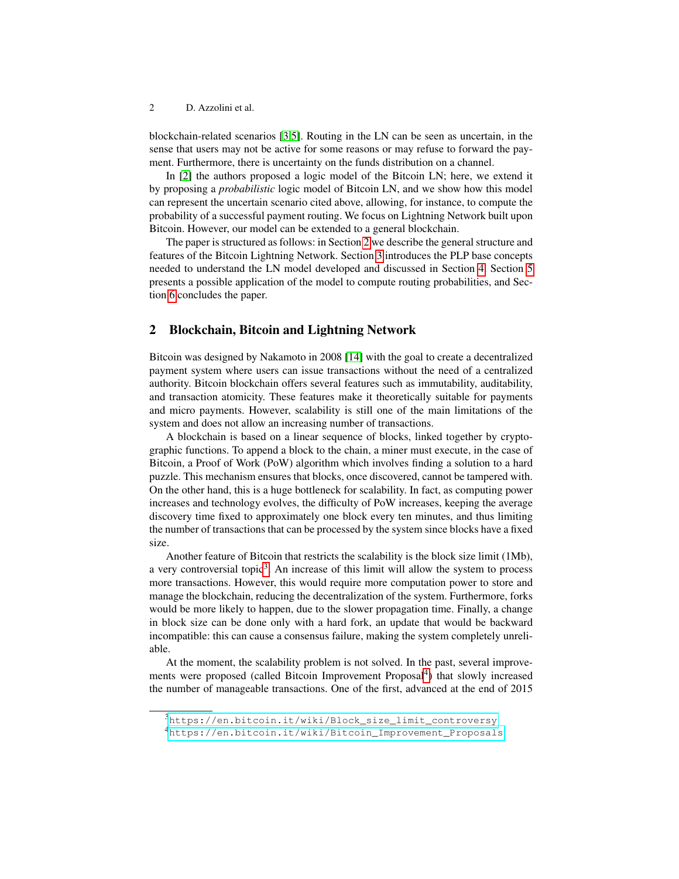blockchain-related scenarios [3,5]. Routing in the LN can be seen as uncertain, in the sense that users may not be active for some reasons or may refuse to forward the payment. Furthermore, there is uncertainty on the funds distribution on a channel.

In [2] the authors proposed a logic model of the Bitcoin LN; here, we extend it by proposing a *probabilistic* logic model of Bitcoin LN, and we show how this model can represent the uncertain scenario cited above, allowing, for instance, to compute the probability of a successful payment routing. We focus on Lightning Network built upon Bitcoin. However, our model can be extended to a general blockchain.

The paper is structured as follows: in Section 2 we describe the general structure and features of the Bitcoin Lightning Network. Section 3 introduces the PLP base concepts needed to understand the LN model developed and discussed in Section 4. Section 5 presents a possible application of the model to compute routing probabilities, and Section 6 concludes the paper.

## 2 Blockchain, Bitcoin and Lightning Network

Bitcoin was designed by Nakamoto in 2008 [14] with the goal to create a decentralized payment system where users can issue transactions without the need of a centralized authority. Bitcoin blockchain offers several features such as immutability, auditability, and transaction atomicity. These features make it theoretically suitable for payments and micro payments. However, scalability is still one of the main limitations of the system and does not allow an increasing number of transactions.

A blockchain is based on a linear sequence of blocks, linked together by cryptographic functions. To append a block to the chain, a miner must execute, in the case of Bitcoin, a Proof of Work (PoW) algorithm which involves finding a solution to a hard puzzle. This mechanism ensures that blocks, once discovered, cannot be tampered with. On the other hand, this is a huge bottleneck for scalability. In fact, as computing power increases and technology evolves, the difficulty of PoW increases, keeping the average discovery time fixed to approximately one block every ten minutes, and thus limiting the number of transactions that can be processed by the system since blocks have a fixed size.

Another feature of Bitcoin that restricts the scalability is the block size limit (1Mb), a very controversial topic[3]. An increase of this limit will allow the system to process more transactions. However, this would require more computation power to store and manage the blockchain, reducing the decentralization of the system. Furthermore, forks would be more likely to happen, due to the slower propagation time. Finally, a change in block size can be done only with a hard fork, an update that would be backward incompatible: this can cause a consensus failure, making the system completely unreliable.

At the moment, the scalability problem is not solved. In the past, several improvements were proposed (called Bitcoin Improvement Proposal[4]) that slowly increased the number of manageable transactions. One of the first, advanced at the end of 2015

---

[3] https://en.bitcoin.it/wiki/Block_size_limit_controversy

[4] https://en.bitcoin.it/wiki/Bitcoin_Improvement_Proposals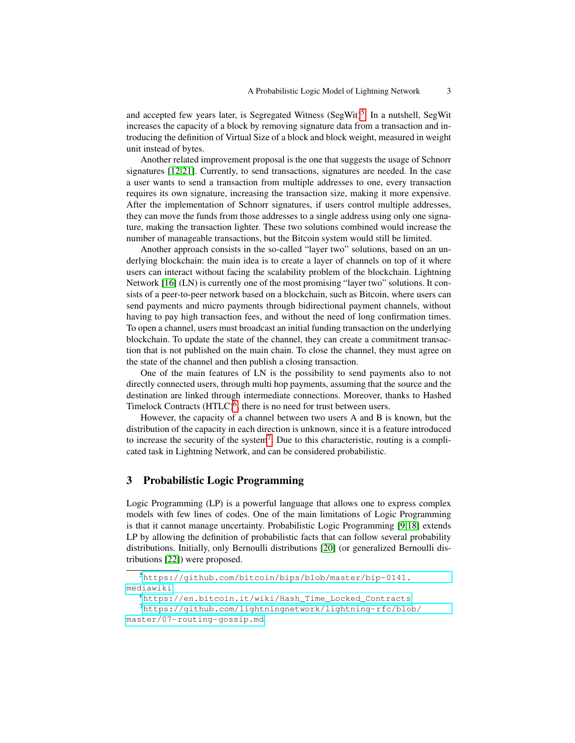and accepted few years later, is Segregated Witness (SegWit)[5]. In a nutshell, SegWit increases the capacity of a block by removing signature data from a transaction and introducing the definition of Virtual Size of a block and block weight, measured in weight unit instead of bytes.

Another related improvement proposal is the one that suggests the usage of Schnorr signatures [12,21]. Currently, to send transactions, signatures are needed. In the case a user wants to send a transaction from multiple addresses to one, every transaction requires its own signature, increasing the transaction size, making it more expensive. After the implementation of Schnorr signatures, if users control multiple addresses, they can move the funds from those addresses to a single address using only one signature, making the transaction lighter. These two solutions combined would increase the number of manageable transactions, but the Bitcoin system would still be limited.

Another approach consists in the so-called "layer two" solutions, based on an underlying blockchain: the main idea is to create a layer of channels on top of it where users can interact without facing the scalability problem of the blockchain. Lightning Network [16] (LN) is currently one of the most promising "layer two" solutions. It consists of a peer-to-peer network based on a blockchain, such as Bitcoin, where users can send payments and micro payments through bidirectional payment channels, without having to pay high transaction fees, and without the need of long confirmation times. To open a channel, users must broadcast an initial funding transaction on the underlying blockchain. To update the state of the channel, they can create a commitment transaction that is not published on the main chain. To close the channel, they must agree on the state of the channel and then publish a closing transaction.

One of the main features of LN is the possibility to send payments also to not directly connected users, through multi hop payments, assuming that the source and the destination are linked through intermediate connections. Moreover, thanks to Hashed Timelock Contracts (HTLC)[6], there is no need for trust between users.

However, the capacity of a channel between two users A and B is known, but the distribution of the capacity in each direction is unknown, since it is a feature introduced to increase the security of the system[7]. Due to this characteristic, routing is a complicated task in Lightning Network, and can be considered probabilistic.

## 3 Probabilistic Logic Programming

Logic Programming (LP) is a powerful language that allows one to express complex models with few lines of codes. One of the main limitations of Logic Programming is that it cannot manage uncertainty. Probabilistic Logic Programming [9,18] extends LP by allowing the definition of probabilistic facts that can follow several probability distributions. Initially, only Bernoulli distributions [20] (or generalized Bernoulli distributions [22]) were proposed.

---

[5] https://github.com/bitcoin/bips/blob/master/bip-0141.mediawiki

[6] https://en.bitcoin.it/wiki/Hash_Time_Locked_Contracts

[7] https://github.com/lightningnetwork/lightning-rfc/blob/master/07-routing-gossip.md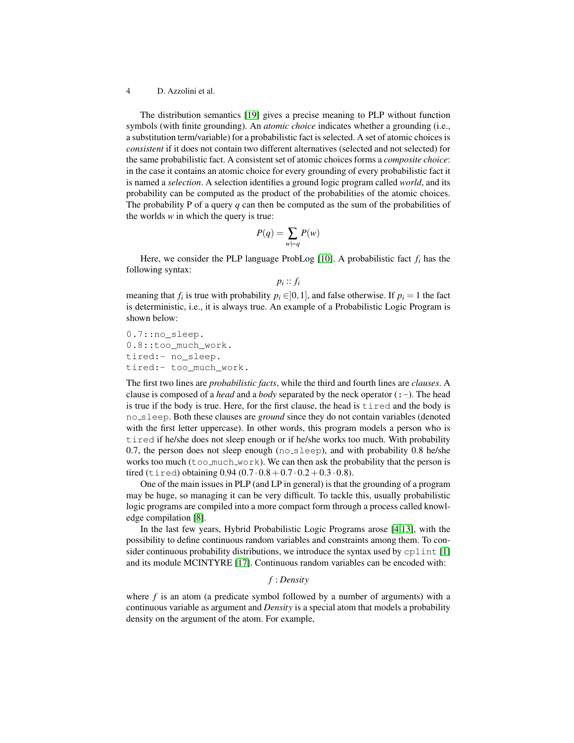The distribution semantics [19] gives a precise meaning to PLP without function symbols (with finite grounding). An *atomic choice* indicates whether a grounding (i.e., a substitution term/variable) for a probabilistic fact is selected. A set of atomic choices is *consistent* if it does not contain two different alternatives (selected and not selected) for the same probabilistic fact. A consistent set of atomic choices forms a *composite choice*: in the case it contains an atomic choice for every grounding of every probabilistic fact it is named a *selection*. A selection identifies a ground logic program called *world*, and its probability can be computed as the product of the probabilities of the atomic choices. The probability P of a query $q$ can then be computed as the sum of the probabilities of the worlds $w$ in which the query is true:

$$P(q) = \sum_{w \models q} P(w)$$

Here, we consider the PLP language ProbLog [10]. A probabilistic fact $f_i$ has the following syntax:

$$p_i :: f_i$$

meaning that $f_i$ is true with probability $p_i \in ]0, 1]$, and false otherwise. If $p_i = 1$ the fact is deterministic, i.e., it is always true. An example of a Probabilistic Logic Program is shown below:

```
0.7::no_sleep.
0.8::too_much_work.
tired:- no_sleep.
tired:- too_much_work.
```

The first two lines are *probabilistic facts*, while the third and fourth lines are *clauses*. A clause is composed of a *head* and a *body* separated by the neck operator (`:-`). The head is true if the body is true. Here, for the first clause, the head is `tired` and the body is `no_sleep`. Both these clauses are *ground* since they do not contain variables (denoted with the first letter uppercase). In other words, this program models a person who is `tired` if he/she does not sleep enough or if he/she works too much. With probability 0.7, the person does not sleep enough (`no_sleep`), and with probability 0.8 he/she works too much (`too_much_work`). We can then ask the probability that the person is tired (`tired`) obtaining 0.94 ($0.7 \cdot 0.8 + 0.7 \cdot 0.2 + 0.3 \cdot 0.8$).

One of the main issues in PLP (and LP in general) is that the grounding of a program may be huge, so managing it can be very difficult. To tackle this, usually probabilistic logic programs are compiled into a more compact form through a process called knowledge compilation [8].

In the last few years, Hybrid Probabilistic Logic Programs arose [4,13], with the possibility to define continuous random variables and constraints among them. To consider continuous probability distributions, we introduce the syntax used by `cplint` [1] and its module MCINTYRE [17]. Continuous random variables can be encoded with:

$$f : Density$$

where $f$ is an atom (a predicate symbol followed by a number of arguments) with a continuous variable as argument and *Density* is a special atom that models a probability density on the argument of the atom. For example,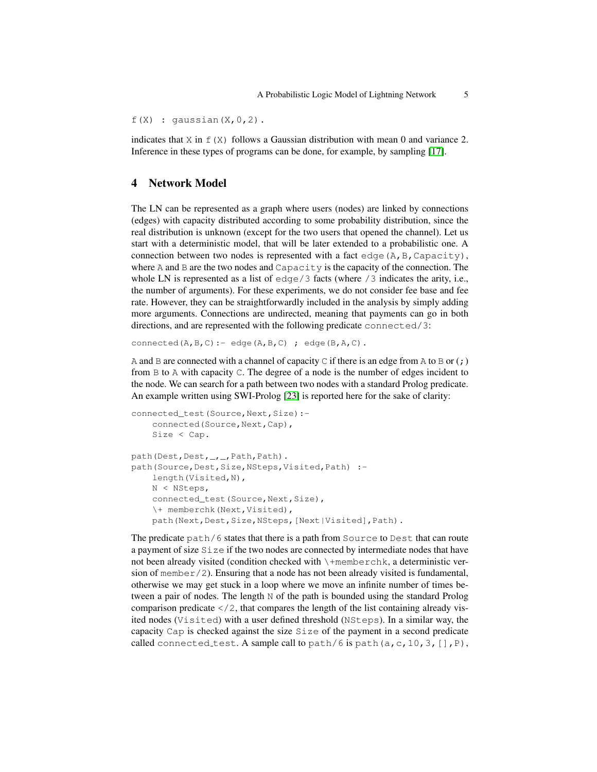```
f(X) : gaussian(X,0,2).
```

indicates that `X` in `f(X)` follows a Gaussian distribution with mean 0 and variance 2. Inference in these types of programs can be done, for example, by sampling [17].

## 4 Network Model

The LN can be represented as a graph where users (nodes) are linked by connections (edges) with capacity distributed according to some probability distribution, since the real distribution is unknown (except for the two users that opened the channel). Let us start with a deterministic model, that will be later extended to a probabilistic one. A connection between two nodes is represented with a fact `edge(A,B,Capacity)`, where `A` and `B` are the two nodes and `Capacity` is the capacity of the connection. The whole LN is represented as a list of `edge/3` facts (where `/3` indicates the arity, i.e., the number of arguments). For these experiments, we do not consider fee base and fee rate. However, they can be straightforwardly included in the analysis by simply adding more arguments. Connections are undirected, meaning that payments can go in both directions, and are represented with the following predicate `connected/3`:

```
connected(A,B,C):- edge(A,B,C) ; edge(B,A,C).
```

`A` and `B` are connected with a channel of capacity `C` if there is an edge from `A` to `B` or (`;`) from `B` to `A` with capacity `C`. The degree of a node is the number of edges incident to the node. We can search for a path between two nodes with a standard Prolog predicate. An example written using SWI-Prolog [23] is reported here for the sake of clarity:

```
connected_test(Source,Next,Size):-
    connected(Source,Next,Cap),
    Size < Cap.

path(Dest,Dest,_,_,Path,Path).
path(Source,Dest,Size,NSteps,Visited,Path) :-
    length(Visited,N),
    N < NSteps,
    connected_test(Source,Next,Size),
    \+ memberchk(Next,Visited),
    path(Next,Dest,Size,NSteps,[Next|Visited],Path).
```

The predicate `path/6` states that there is a path from `Source` to `Dest` that can route a payment of size `Size` if the two nodes are connected by intermediate nodes that have not been already visited (condition checked with `\+memberchk`, a deterministic version of `member/2`). Ensuring that a node has not been already visited is fundamental, otherwise we may get stuck in a loop where we move an infinite number of times between a pair of nodes. The length `N` of the path is bounded using the standard Prolog comparison predicate `</2`, that compares the length of the list containing already visited nodes (`Visited`) with a user defined threshold (`NSteps`). In a similar way, the capacity `Cap` is checked against the size `Size` of the payment in a second predicate called `connected_test`. A sample call to `path/6` is `path(a,c,10,3,[],P)`,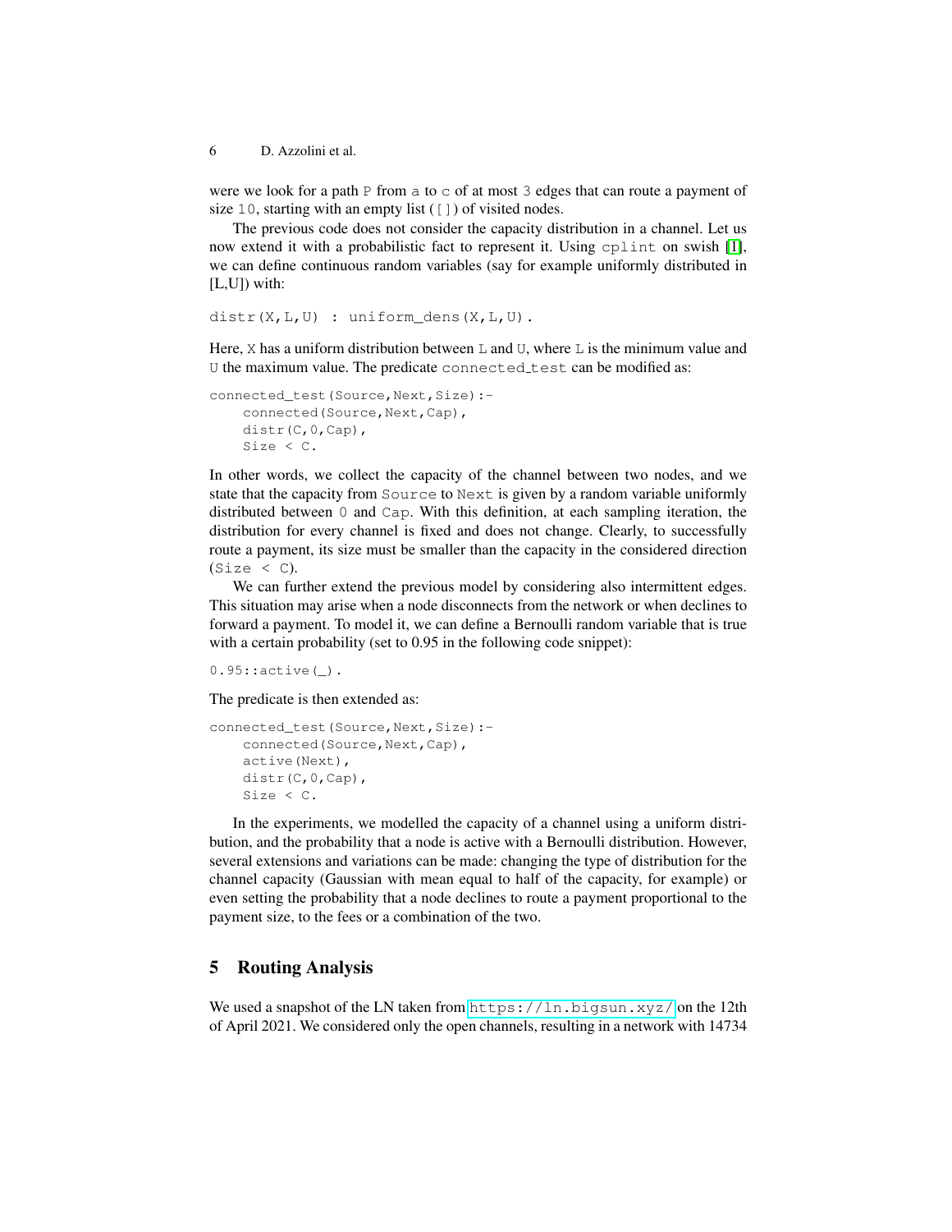were we look for a path `P` from `a` to `c` of at most `3` edges that can route a payment of size `10`, starting with an empty list (`[]`) of visited nodes.

The previous code does not consider the capacity distribution in a channel. Let us now extend it with a probabilistic fact to represent it. Using `cplint` on swish [1], we can define continuous random variables (say for example uniformly distributed in [L,U]) with:

```
distr(X,L,U) : uniform_dens(X,L,U).
```

Here, `X` has a uniform distribution between `L` and `U`, where `L` is the minimum value and `U` the maximum value. The predicate `connected_test` can be modified as:

```
connected_test(Source,Next,Size):-
    connected(Source,Next,Cap),
    distr(C,0,Cap),
    Size < C.
```

In other words, we collect the capacity of the channel between two nodes, and we state that the capacity from `Source` to `Next` is given by a random variable uniformly distributed between `0` and `Cap`. With this definition, at each sampling iteration, the distribution for every channel is fixed and does not change. Clearly, to successfully route a payment, its size must be smaller than the capacity in the considered direction (`Size < C`).

We can further extend the previous model by considering also intermittent edges. This situation may arise when a node disconnects from the network or when declines to forward a payment. To model it, we can define a Bernoulli random variable that is true with a certain probability (set to 0.95 in the following code snippet):

```
0.95::active(_).
```

The predicate is then extended as:

```
connected_test(Source,Next,Size):-
    connected(Source,Next,Cap),
    active(Next),
    distr(C,0,Cap),
    Size < C.
```

In the experiments, we modelled the capacity of a channel using a uniform distribution, and the probability that a node is active with a Bernoulli distribution. However, several extensions and variations can be made: changing the type of distribution for the channel capacity (Gaussian with mean equal to half of the capacity, for example) or even setting the probability that a node declines to route a payment proportional to the payment size, to the fees or a combination of the two.

## 5 Routing Analysis

We used a snapshot of the LN taken from https://ln.bigsun.xyz/ on the 12th of April 2021. We considered only the open channels, resulting in a network with 14734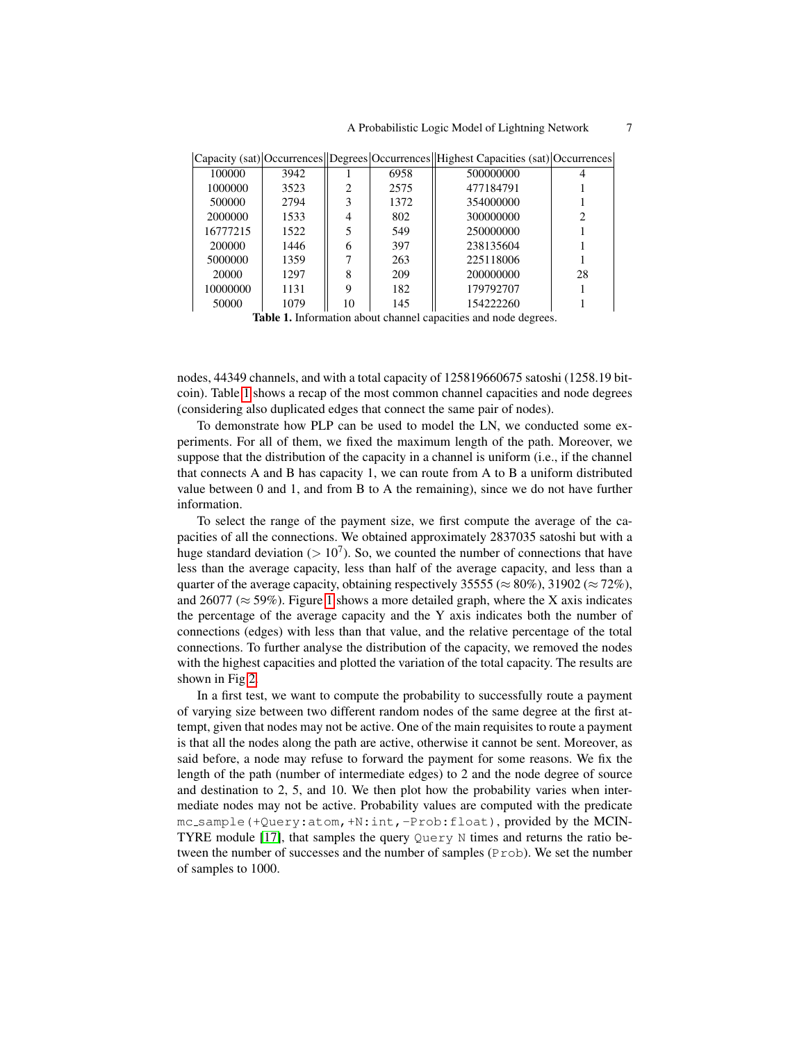| Capacity (sat) | Occurrences | Degrees | Occurrences | Highest Capacities (sat) | Occurrences |
|---|---|---|---|---|---|
| 100000 | 3942 | 1 | 6958 | 500000000 | 4 |
| 1000000 | 3523 | 2 | 2575 | 477184791 | 1 |
| 500000 | 2794 | 3 | 1372 | 354000000 | 1 |
| 2000000 | 1533 | 4 | 802 | 300000000 | 2 |
| 16777215 | 1522 | 5 | 549 | 250000000 | 1 |
| 200000 | 1446 | 6 | 397 | 238135604 | 1 |
| 5000000 | 1359 | 7 | 263 | 225118006 | 1 |
| 20000 | 1297 | 8 | 209 | 200000000 | 28 |
| 10000000 | 1131 | 9 | 182 | 179792707 | 1 |
| 50000 | 1079 | 10 | 145 | 154222260 | 1 |

**Table 1.** Information about channel capacities and node degrees.

nodes, 44349 channels, and with a total capacity of 125819660675 satoshi (1258.19 bitcoin). Table 1 shows a recap of the most common channel capacities and node degrees (considering also duplicated edges that connect the same pair of nodes).

To demonstrate how PLP can be used to model the LN, we conducted some experiments. For all of them, we fixed the maximum length of the path. Moreover, we suppose that the distribution of the capacity in a channel is uniform (i.e., if the channel that connects A and B has capacity 1, we can route from A to B a uniform distributed value between 0 and 1, and from B to A the remaining), since we do not have further information.

To select the range of the payment size, we first compute the average of the capacities of all the connections. We obtained approximately 2837035 satoshi but with a huge standard deviation ($> 10^7$). So, we counted the number of connections that have less than the average capacity, less than half of the average capacity, and less than a quarter of the average capacity, obtaining respectively 35555 ($\approx 80\%$), 31902 ($\approx 72\%$), and 26077 ($\approx 59\%$). Figure 1 shows a more detailed graph, where the X axis indicates the percentage of the average capacity and the Y axis indicates both the number of connections (edges) with less than that value, and the relative percentage of the total connections. To further analyse the distribution of the capacity, we removed the nodes with the highest capacities and plotted the variation of the total capacity. The results are shown in Fig 2.

In a first test, we want to compute the probability to successfully route a payment of varying size between two different random nodes of the same degree at the first attempt, given that nodes may not be active. One of the main requisites to route a payment is that all the nodes along the path are active, otherwise it cannot be sent. Moreover, as said before, a node may refuse to forward the payment for some reasons. We fix the length of the path (number of intermediate edges) to 2 and the node degree of source and destination to 2, 5, and 10. We then plot how the probability varies when intermediate nodes may not be active. Probability values are computed with the predicate `mc_sample(+Query:atom,+N:int,-Prob:float)`, provided by the MCINTYRE module [17], that samples the query `Query` `N` times and returns the ratio between the number of successes and the number of samples (`Prob`). We set the number of samples to 1000.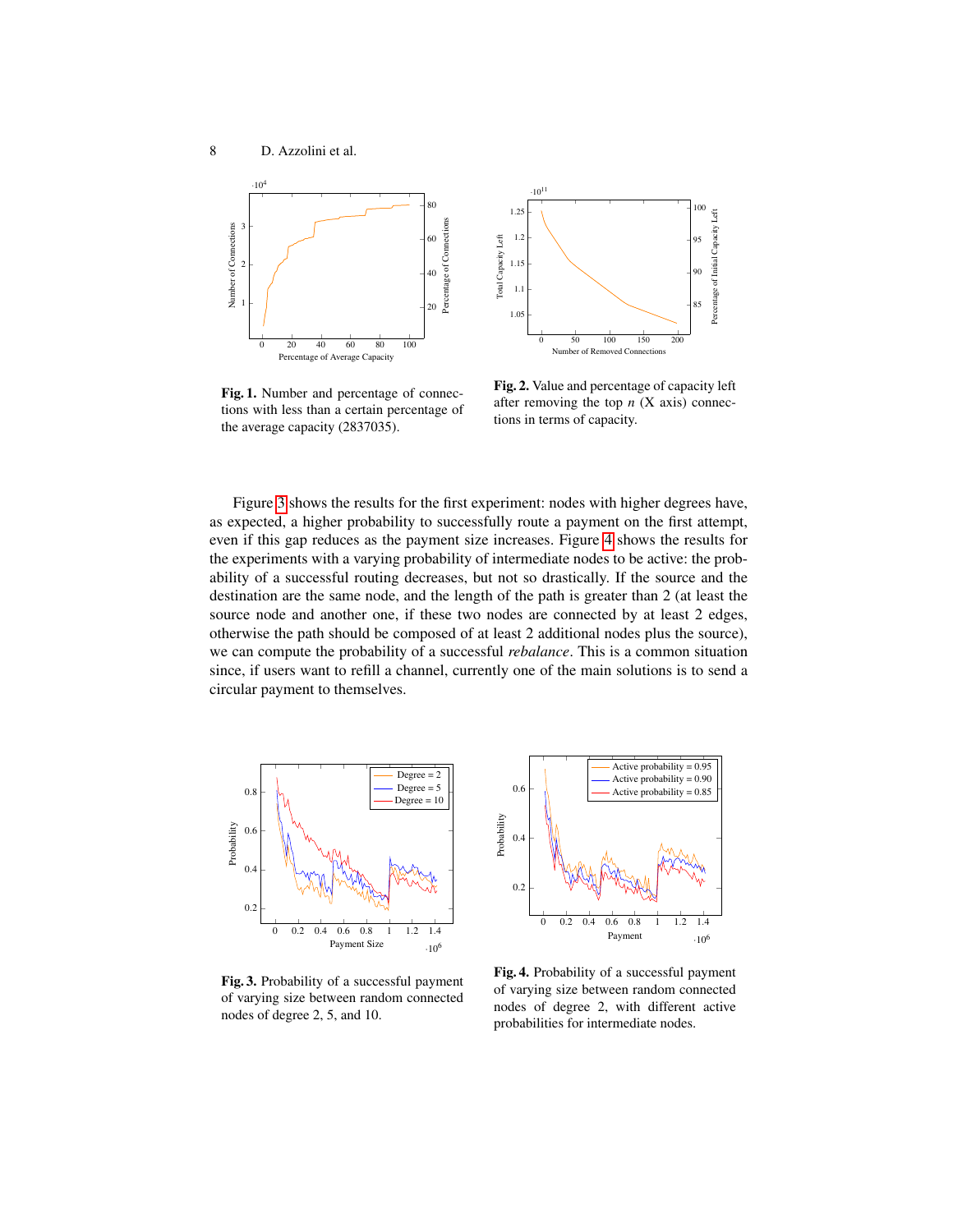**Fig. 1.** Number and percentage of connections with less than a certain percentage of the average capacity (2837035).

**Fig. 2.** Value and percentage of capacity left after removing the top $n$ (X axis) connections in terms of capacity.

Figure 3 shows the results for the first experiment: nodes with higher degrees have, as expected, a higher probability to successfully route a payment on the first attempt, even if this gap reduces as the payment size increases. Figure 4 shows the results for the experiments with a varying probability of intermediate nodes to be active: the probability of a successful routing decreases, but not so drastically. If the source and the destination are the same node, and the length of the path is greater than 2 (at least the source node and another one, if these two nodes are connected by at least 2 edges, otherwise the path should be composed of at least 2 additional nodes plus the source), we can compute the probability of a successful *rebalance*. This is a common situation since, if users want to refill a channel, currently one of the main solutions is to send a circular payment to themselves.

**Fig. 3.** Probability of a successful payment of varying size between random connected nodes of degree 2, 5, and 10.

**Fig. 4.** Probability of a successful payment of varying size between random connected nodes of degree 2, with different active probabilities for intermediate nodes.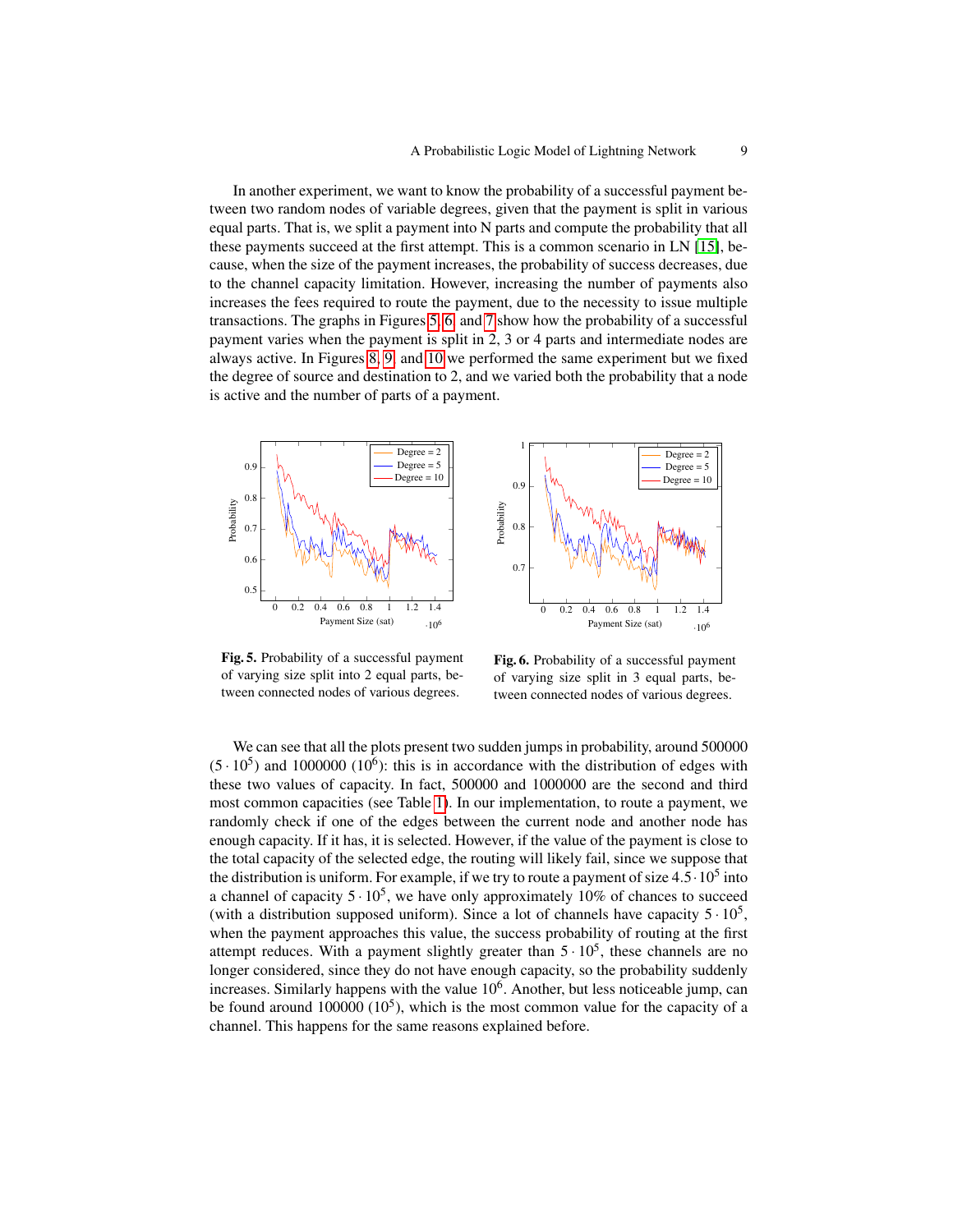In another experiment, we want to know the probability of a successful payment between two random nodes of variable degrees, given that the payment is split in various equal parts. That is, we split a payment into N parts and compute the probability that all these payments succeed at the first attempt. This is a common scenario in LN [15], because, when the size of the payment increases, the probability of success decreases, due to the channel capacity limitation. However, increasing the number of payments also increases the fees required to route the payment, due to the necessity to issue multiple transactions. The graphs in Figures 5, 6, and 7 show how the probability of a successful payment varies when the payment is split in 2, 3 or 4 parts and intermediate nodes are always active. In Figures 8, 9, and 10 we performed the same experiment but we fixed the degree of source and destination to 2, and we varied both the probability that a node is active and the number of parts of a payment.

**Fig. 5.** Probability of a successful payment of varying size split into 2 equal parts, between connected nodes of various degrees.

**Fig. 6.** Probability of a successful payment of varying size split in 3 equal parts, between connected nodes of various degrees.

We can see that all the plots present two sudden jumps in probability, around 500000 ($5 \cdot 10^5$) and 1000000 ($10^6$): this is in accordance with the distribution of edges with these two values of capacity. In fact, 500000 and 1000000 are the second and third most common capacities (see Table 1). In our implementation, to route a payment, we randomly check if one of the edges between the current node and another node has enough capacity. If it has, it is selected. However, if the value of the payment is close to the total capacity of the selected edge, the routing will likely fail, since we suppose that the distribution is uniform. For example, if we try to route a payment of size $4.5 \cdot 10^5$ into a channel of capacity $5 \cdot 10^5$, we have only approximately 10% of chances to succeed (with a distribution supposed uniform). Since a lot of channels have capacity $5 \cdot 10^5$, when the payment approaches this value, the success probability of routing at the first attempt reduces. With a payment slightly greater than $5 \cdot 10^5$, these channels are no longer considered, since they do not have enough capacity, so the probability suddenly increases. Similarly happens with the value $10^6$. Another, but less noticeable jump, can be found around 100000 ($10^5$), which is the most common value for the capacity of a channel. This happens for the same reasons explained before.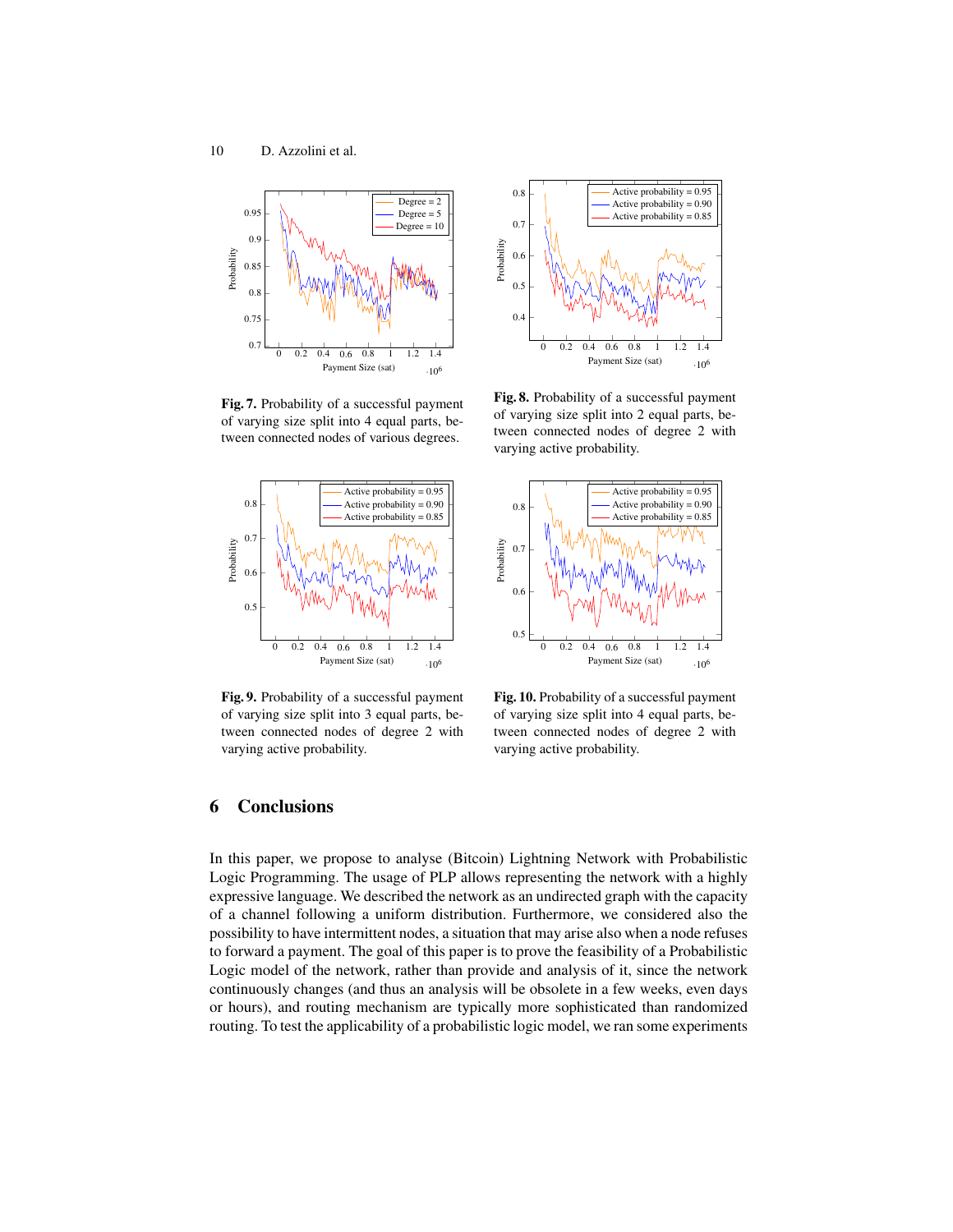**Fig. 7.** Probability of a successful payment of varying size split into 4 equal parts, between connected nodes of various degrees.

**Fig. 8.** Probability of a successful payment of varying size split into 2 equal parts, between connected nodes of degree 2 with varying active probability.

**Fig. 9.** Probability of a successful payment of varying size split into 3 equal parts, between connected nodes of degree 2 with varying active probability.

**Fig. 10.** Probability of a successful payment of varying size split into 4 equal parts, between connected nodes of degree 2 with varying active probability.

## 6 Conclusions

In this paper, we propose to analyse (Bitcoin) Lightning Network with Probabilistic Logic Programming. The usage of PLP allows representing the network with a highly expressive language. We described the network as an undirected graph with the capacity of a channel following a uniform distribution. Furthermore, we considered also the possibility to have intermittent nodes, a situation that may arise also when a node refuses to forward a payment. The goal of this paper is to prove the feasibility of a Probabilistic Logic model of the network, rather than provide and analysis of it, since the network continuously changes (and thus an analysis will be obsolete in a few weeks, even days or hours), and routing mechanism are typically more sophisticated than randomized routing. To test the applicability of a probabilistic logic model, we ran some experiments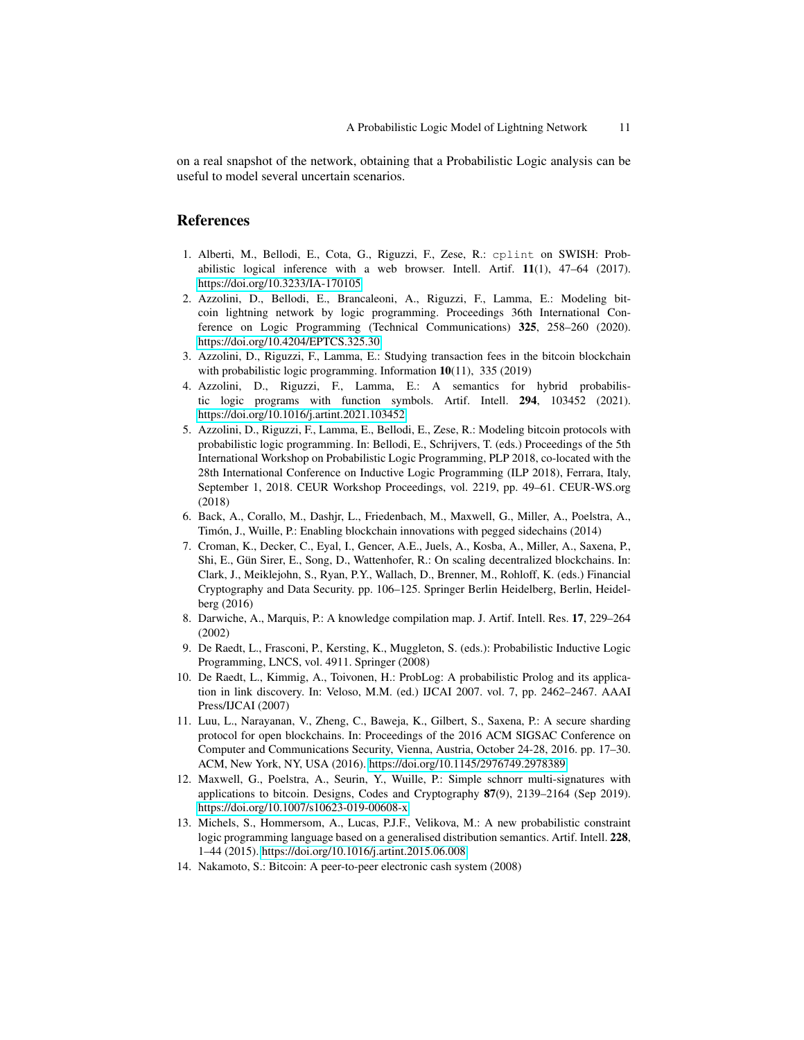on a real snapshot of the network, obtaining that a Probabilistic Logic analysis can be useful to model several uncertain scenarios.

## References

1. Alberti, M., Bellodi, E., Cota, G., Riguzzi, F., Zese, R.: `cplint` on SWISH: Probabilistic logical inference with a web browser. Intell. Artif. **11**(1), 47–64 (2017). https://doi.org/10.3233/IA-170105
2. Azzolini, D., Bellodi, E., Brancaleoni, A., Riguzzi, F., Lamma, E.: Modeling bitcoin lightning network by logic programming. Proceedings 36th International Conference on Logic Programming (Technical Communications) **325**, 258–260 (2020). https://doi.org/10.4204/EPTCS.325.30
3. Azzolini, D., Riguzzi, F., Lamma, E.: Studying transaction fees in the bitcoin blockchain with probabilistic logic programming. Information **10**(11), 335 (2019)
4. Azzolini, D., Riguzzi, F., Lamma, E.: A semantics for hybrid probabilistic logic programs with function symbols. Artif. Intell. **294**, 103452 (2021). https://doi.org/10.1016/j.artint.2021.103452
5. Azzolini, D., Riguzzi, F., Lamma, E., Bellodi, E., Zese, R.: Modeling bitcoin protocols with probabilistic logic programming. In: Bellodi, E., Schrijvers, T. (eds.) Proceedings of the 5th International Workshop on Probabilistic Logic Programming, PLP 2018, co-located with the 28th International Conference on Inductive Logic Programming (ILP 2018), Ferrara, Italy, September 1, 2018. CEUR Workshop Proceedings, vol. 2219, pp. 49–61. CEUR-WS.org (2018)
6. Back, A., Corallo, M., Dashjr, L., Friedenbach, M., Maxwell, G., Miller, A., Poelstra, A., Timón, J., Wuille, P.: Enabling blockchain innovations with pegged sidechains (2014)
7. Croman, K., Decker, C., Eyal, I., Gencer, A.E., Juels, A., Kosba, A., Miller, A., Saxena, P., Shi, E., Gün Sirer, E., Song, D., Wattenhofer, R.: On scaling decentralized blockchains. In: Clark, J., Meiklejohn, S., Ryan, P.Y., Wallach, D., Brenner, M., Rohloff, K. (eds.) Financial Cryptography and Data Security. pp. 106–125. Springer Berlin Heidelberg, Berlin, Heidelberg (2016)
8. Darwiche, A., Marquis, P.: A knowledge compilation map. J. Artif. Intell. Res. **17**, 229–264 (2002)
9. De Raedt, L., Frasconi, P., Kersting, K., Muggleton, S. (eds.): Probabilistic Inductive Logic Programming, LNCS, vol. 4911. Springer (2008)
10. De Raedt, L., Kimmig, A., Toivonen, H.: ProbLog: A probabilistic Prolog and its application in link discovery. In: Veloso, M.M. (ed.) IJCAI 2007. vol. 7, pp. 2462–2467. AAAI Press/IJCAI (2007)
11. Luu, L., Narayanan, V., Zheng, C., Baweja, K., Gilbert, S., Saxena, P.: A secure sharding protocol for open blockchains. In: Proceedings of the 2016 ACM SIGSAC Conference on Computer and Communications Security, Vienna, Austria, October 24-28, 2016. pp. 17–30. ACM, New York, NY, USA (2016). https://doi.org/10.1145/2976749.2978389
12. Maxwell, G., Poelstra, A., Seurin, Y., Wuille, P.: Simple schnorr multi-signatures with applications to bitcoin. Designs, Codes and Cryptography **87**(9), 2139–2164 (Sep 2019). https://doi.org/10.1007/s10623-019-00608-x
13. Michels, S., Hommersom, A., Lucas, P.J.F., Velikova, M.: A new probabilistic constraint logic programming language based on a generalised distribution semantics. Artif. Intell. **228**, 1–44 (2015). https://doi.org/10.1016/j.artint.2015.06.008
14. Nakamoto, S.: Bitcoin: A peer-to-peer electronic cash system (2008)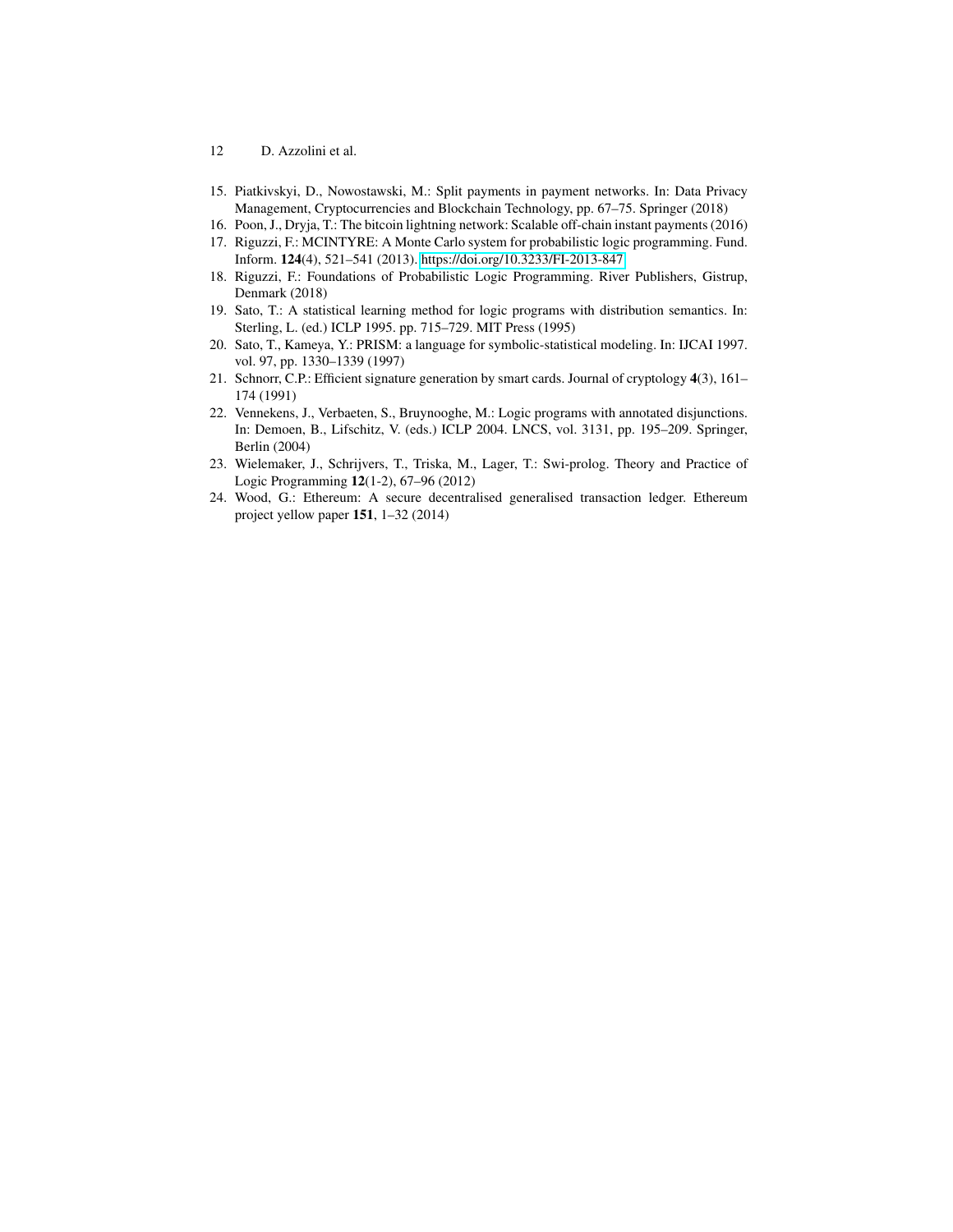15. Piatkivskyi, D., Nowostawski, M.: Split payments in payment networks. In: Data Privacy Management, Cryptocurrencies and Blockchain Technology, pp. 67–75. Springer (2018)
16. Poon, J., Dryja, T.: The bitcoin lightning network: Scalable off-chain instant payments (2016)
17. Riguzzi, F.: MCINTYRE: A Monte Carlo system for probabilistic logic programming. Fund. Inform. **124**(4), 521–541 (2013). https://doi.org/10.3233/FI-2013-847
18. Riguzzi, F.: Foundations of Probabilistic Logic Programming. River Publishers, Gistrup, Denmark (2018)
19. Sato, T.: A statistical learning method for logic programs with distribution semantics. In: Sterling, L. (ed.) ICLP 1995. pp. 715–729. MIT Press (1995)
20. Sato, T., Kameya, Y.: PRISM: a language for symbolic-statistical modeling. In: IJCAI 1997. vol. 97, pp. 1330–1339 (1997)
21. Schnorr, C.P.: Efficient signature generation by smart cards. Journal of cryptology **4**(3), 161–174 (1991)
22. Vennekens, J., Verbaeten, S., Bruynooghe, M.: Logic programs with annotated disjunctions. In: Demoen, B., Lifschitz, V. (eds.) ICLP 2004. LNCS, vol. 3131, pp. 195–209. Springer, Berlin (2004)
23. Wielemaker, J., Schrijvers, T., Triska, M., Lager, T.: Swi-prolog. Theory and Practice of Logic Programming **12**(1-2), 67–96 (2012)
24. Wood, G.: Ethereum: A secure decentralised generalised transaction ledger. Ethereum project yellow paper **151**, 1–32 (2014)